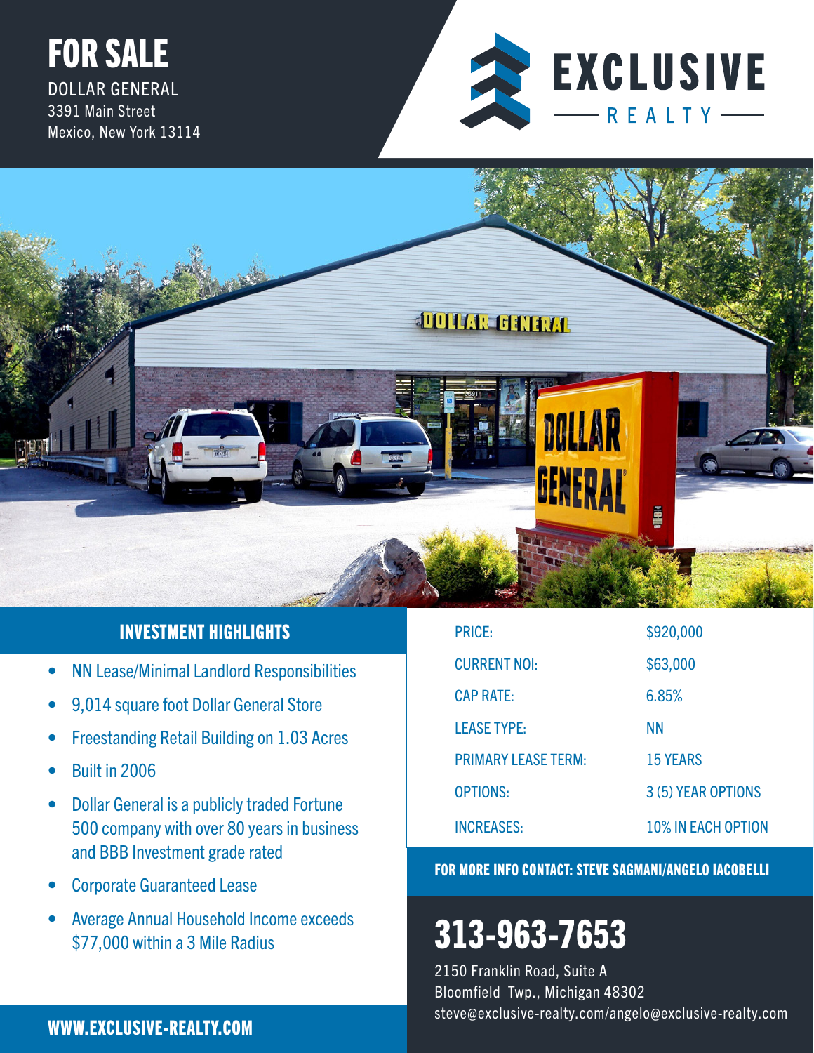# FOR SALE

DOLLAR GENERAL
3391 Main Street
Mexico, New York 13114

EXCLUSIVE REALTY

## INVESTMENT HIGHLIGHTS

- NN Lease/Minimal Landlord Responsibilities
- 9,014 square foot Dollar General Store
- Freestanding Retail Building on 1.03 Acres
- Built in 2006
- Dollar General is a publicly traded Fortune 500 company with over 80 years in business and BBB Investment grade rated
- Corporate Guaranteed Lease
- Average Annual Household Income exceeds $77,000 within a 3 Mile Radius

| | |
|---|---|
| PRICE: | $920,000 |
| CURRENT NOI: | $63,000 |
| CAP RATE: | 6.85% |
| LEASE TYPE: | NN |
| PRIMARY LEASE TERM: | 15 YEARS |
| OPTIONS: | 3 (5) YEAR OPTIONS |
| INCREASES: | 10% IN EACH OPTION |

**FOR MORE INFO CONTACT: STEVE SAGMANI/ANGELO IACOBELLI**

## 313-963-7653

2150 Franklin Road, Suite A
Bloomfield Twp., Michigan 48302
steve@exclusive-realty.com/angelo@exclusive-realty.com

**WWW.EXCLUSIVE-REALTY.COM**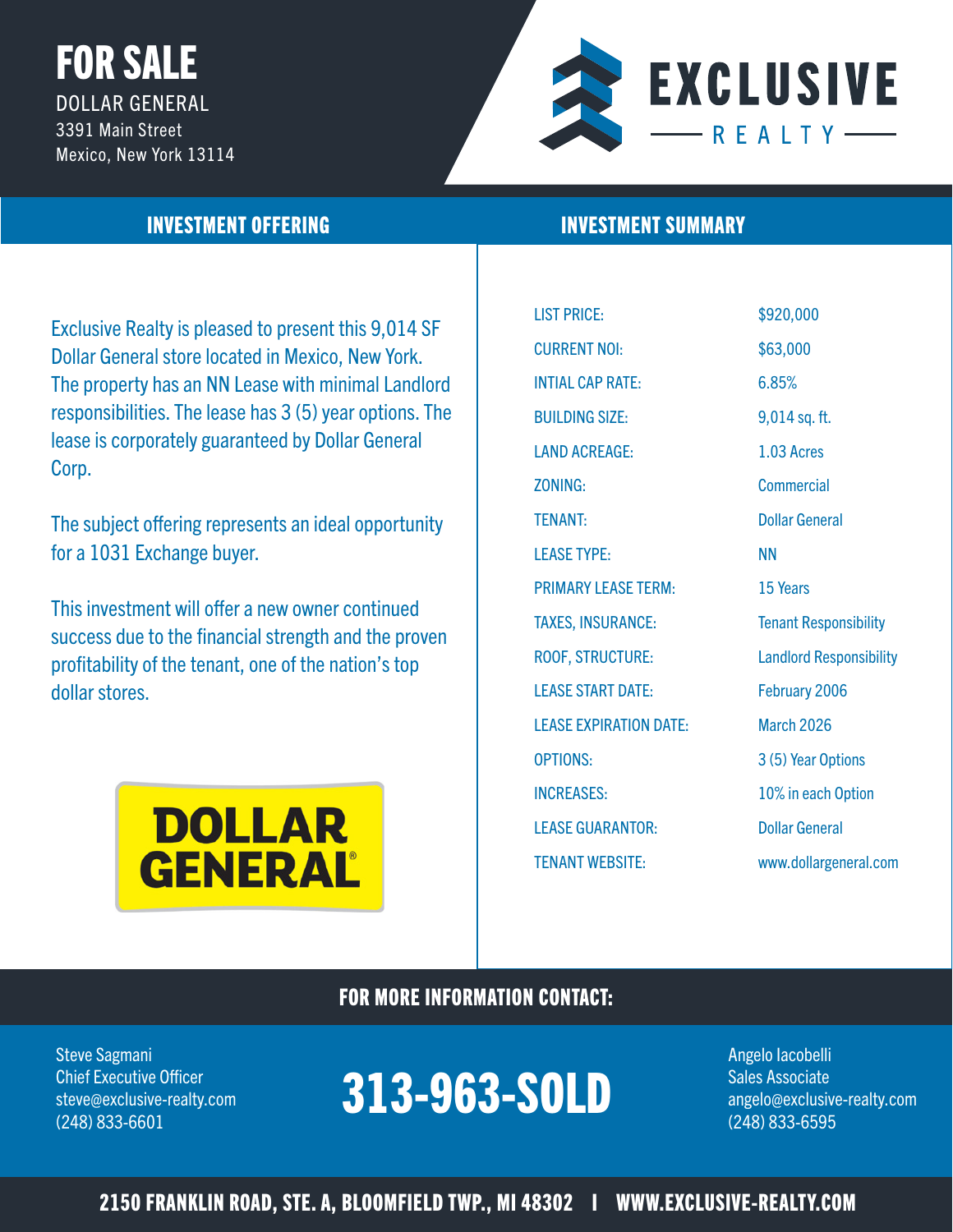# FOR SALE

DOLLAR GENERAL
3391 Main Street
Mexico, New York 13114

EXCLUSIVE REALTY

## INVESTMENT OFFERING

Exclusive Realty is pleased to present this 9,014 SF Dollar General store located in Mexico, New York. The property has an NN Lease with minimal Landlord responsibilities. The lease has 3 (5) year options. The lease is corporately guaranteed by Dollar General Corp.

The subject offering represents an ideal opportunity for a 1031 Exchange buyer.

This investment will offer a new owner continued success due to the financial strength and the proven profitability of the tenant, one of the nation's top dollar stores.

DOLLAR GENERAL®

## INVESTMENT SUMMARY

| | |
|---|---|
| LIST PRICE: | $920,000 |
| CURRENT NOI: | $63,000 |
| INTIAL CAP RATE: | 6.85% |
| BUILDING SIZE: | 9,014 sq. ft. |
| LAND ACREAGE: | 1.03 Acres |
| ZONING: | Commercial |
| TENANT: | Dollar General |
| LEASE TYPE: | NN |
| PRIMARY LEASE TERM: | 15 Years |
| TAXES, INSURANCE: | Tenant Responsibility |
| ROOF, STRUCTURE: | Landlord Responsibility |
| LEASE START DATE: | February 2006 |
| LEASE EXPIRATION DATE: | March 2026 |
| OPTIONS: | 3 (5) Year Options |
| INCREASES: | 10% in each Option |
| LEASE GUARANTOR: | Dollar General |
| TENANT WEBSITE: | www.dollargeneral.com |

## FOR MORE INFORMATION CONTACT:

Steve Sagmani
Chief Executive Officer
steve@exclusive-realty.com
(248) 833-6601

**313-963-SOLD**

Angelo Iacobelli
Sales Associate
angelo@exclusive-realty.com
(248) 833-6595

**2150 FRANKLIN ROAD, STE. A, BLOOMFIELD TWP., MI 48302 | WWW.EXCLUSIVE-REALTY.COM**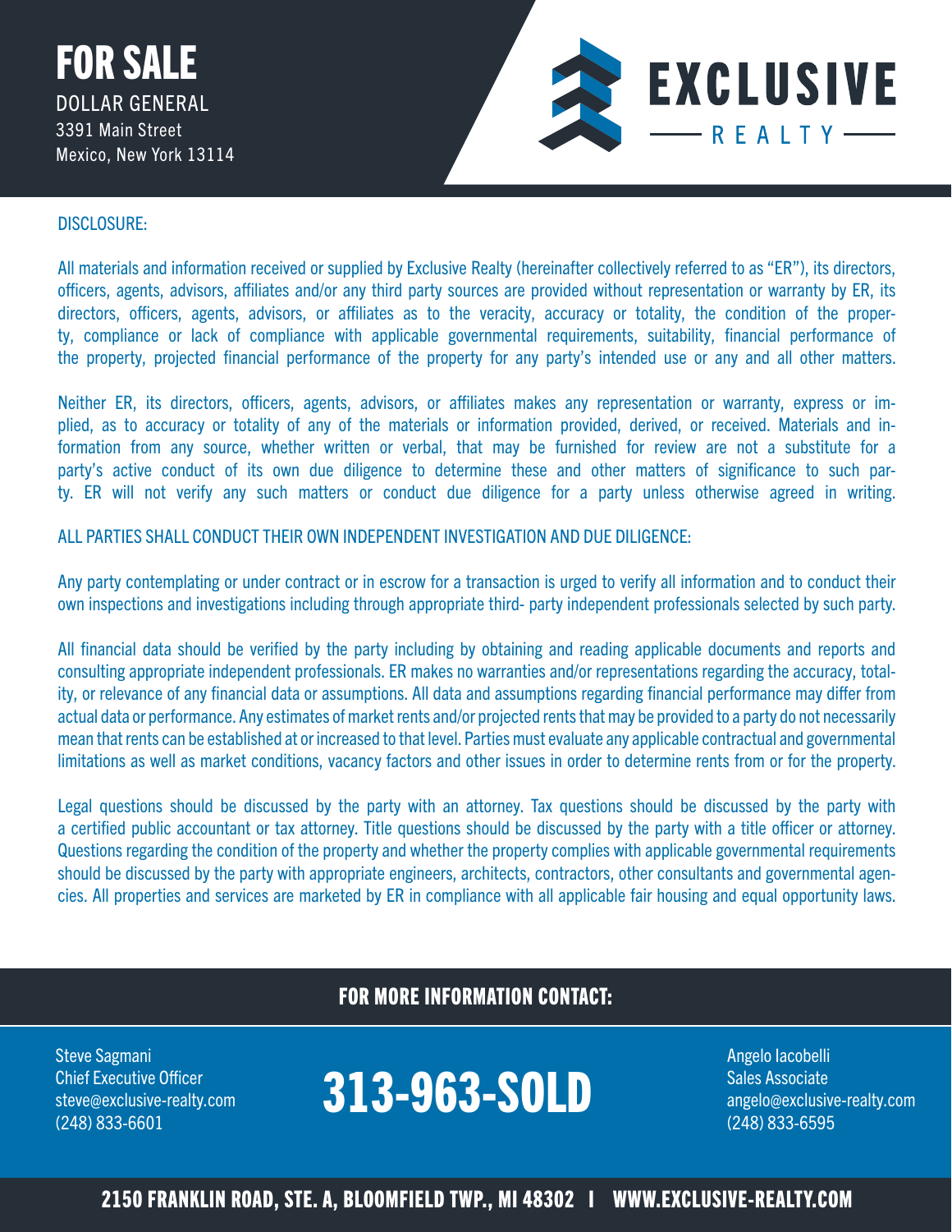# FOR SALE

DOLLAR GENERAL
3391 Main Street
Mexico, New York 13114

EXCLUSIVE REALTY

DISCLOSURE:

All materials and information received or supplied by Exclusive Realty (hereinafter collectively referred to as "ER"), its directors, officers, agents, advisors, affiliates and/or any third party sources are provided without representation or warranty by ER, its directors, officers, agents, advisors, or affiliates as to the veracity, accuracy or totality, the condition of the property, compliance or lack of compliance with applicable governmental requirements, suitability, financial performance of the property, projected financial performance of the property for any party's intended use or any and all other matters.

Neither ER, its directors, officers, agents, advisors, or affiliates makes any representation or warranty, express or implied, as to accuracy or totality of any of the materials or information provided, derived, or received. Materials and information from any source, whether written or verbal, that may be furnished for review are not a substitute for a party's active conduct of its own due diligence to determine these and other matters of significance to such party. ER will not verify any such matters or conduct due diligence for a party unless otherwise agreed in writing.

ALL PARTIES SHALL CONDUCT THEIR OWN INDEPENDENT INVESTIGATION AND DUE DILIGENCE:

Any party contemplating or under contract or in escrow for a transaction is urged to verify all information and to conduct their own inspections and investigations including through appropriate third- party independent professionals selected by such party.

All financial data should be verified by the party including by obtaining and reading applicable documents and reports and consulting appropriate independent professionals. ER makes no warranties and/or representations regarding the accuracy, totality, or relevance of any financial data or assumptions. All data and assumptions regarding financial performance may differ from actual data or performance. Any estimates of market rents and/or projected rents that may be provided to a party do not necessarily mean that rents can be established at or increased to that level. Parties must evaluate any applicable contractual and governmental limitations as well as market conditions, vacancy factors and other issues in order to determine rents from or for the property.

Legal questions should be discussed by the party with an attorney. Tax questions should be discussed by the party with a certified public accountant or tax attorney. Title questions should be discussed by the party with a title officer or attorney. Questions regarding the condition of the property and whether the property complies with applicable governmental requirements should be discussed by the party with appropriate engineers, architects, contractors, other consultants and governmental agencies. All properties and services are marketed by ER in compliance with all applicable fair housing and equal opportunity laws.

## FOR MORE INFORMATION CONTACT:

Steve Sagmani
Chief Executive Officer
steve@exclusive-realty.com
(248) 833-6601

**313-963-SOLD**

Angelo Iacobelli
Sales Associate
angelo@exclusive-realty.com
(248) 833-6595

**2150 FRANKLIN ROAD, STE. A, BLOOMFIELD TWP., MI 48302 | WWW.EXCLUSIVE-REALTY.COM**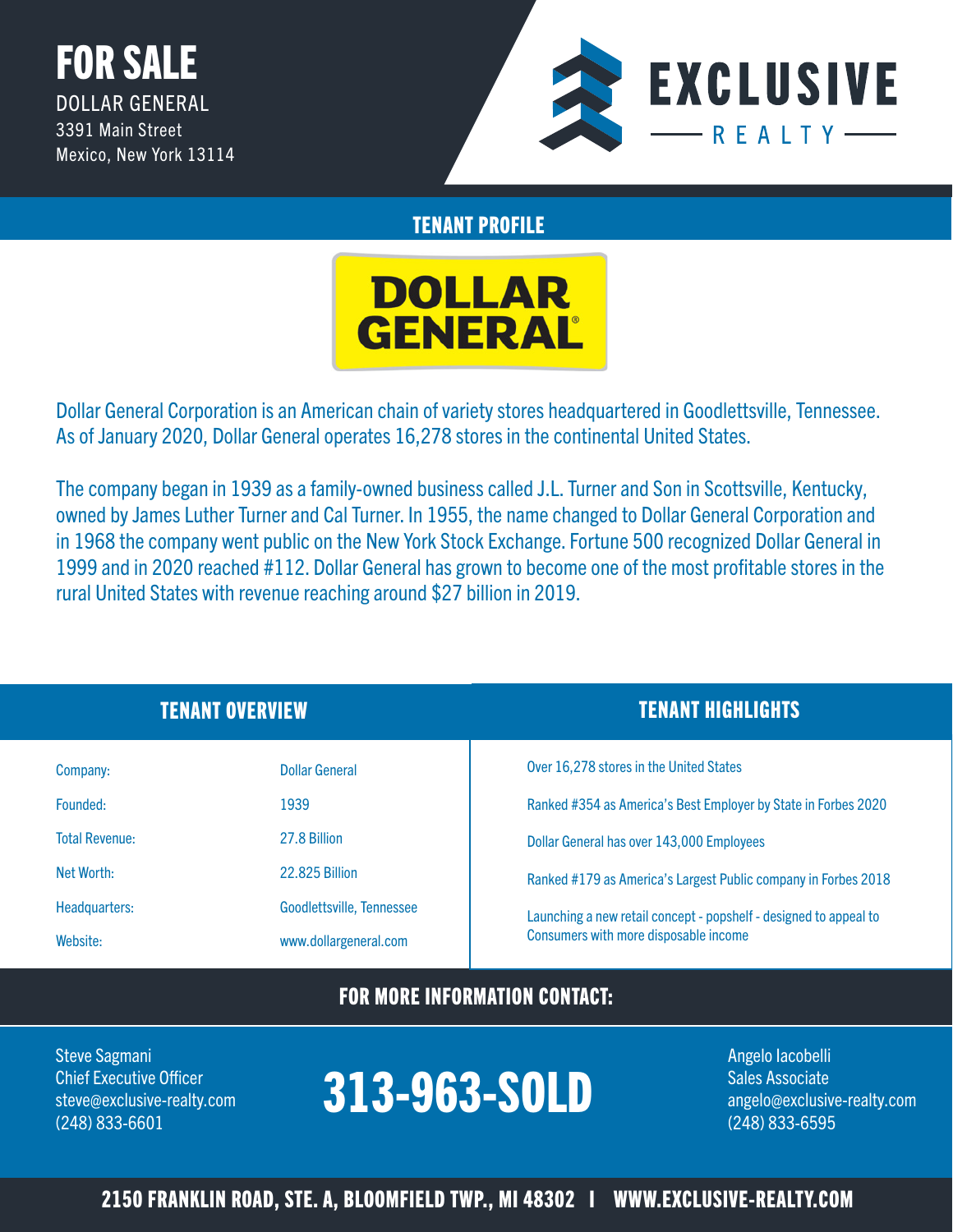# FOR SALE

DOLLAR GENERAL
3391 Main Street
Mexico, New York 13114

EXCLUSIVE REALTY

## TENANT PROFILE

DOLLAR GENERAL

Dollar General Corporation is an American chain of variety stores headquartered in Goodlettsville, Tennessee. As of January 2020, Dollar General operates 16,278 stores in the continental United States.

The company began in 1939 as a family-owned business called J.L. Turner and Son in Scottsville, Kentucky, owned by James Luther Turner and Cal Turner. In 1955, the name changed to Dollar General Corporation and in 1968 the company went public on the New York Stock Exchange. Fortune 500 recognized Dollar General in 1999 and in 2020 reached #112. Dollar General has grown to become one of the most profitable stores in the rural United States with revenue reaching around $27 billion in 2019.

## TENANT OVERVIEW

| | |
|---|---|
| Company: | Dollar General |
| Founded: | 1939 |
| Total Revenue: | 27.8 Billion |
| Net Worth: | 22.825 Billion |
| Headquarters: | Goodlettsville, Tennessee |
| Website: | www.dollargeneral.com |

## TENANT HIGHLIGHTS

- Over 16,278 stores in the United States
- Ranked #354 as America's Best Employer by State in Forbes 2020
- Dollar General has over 143,000 Employees
- Ranked #179 as America's Largest Public company in Forbes 2018
- Launching a new retail concept - popshelf - designed to appeal to Consumers with more disposable income

## FOR MORE INFORMATION CONTACT:

Steve Sagmani
Chief Executive Officer
steve@exclusive-realty.com
(248) 833-6601

**313-963-SOLD**

Angelo Iacobelli
Sales Associate
angelo@exclusive-realty.com
(248) 833-6595

**2150 FRANKLIN ROAD, STE. A, BLOOMFIELD TWP., MI 48302 I WWW.EXCLUSIVE-REALTY.COM**